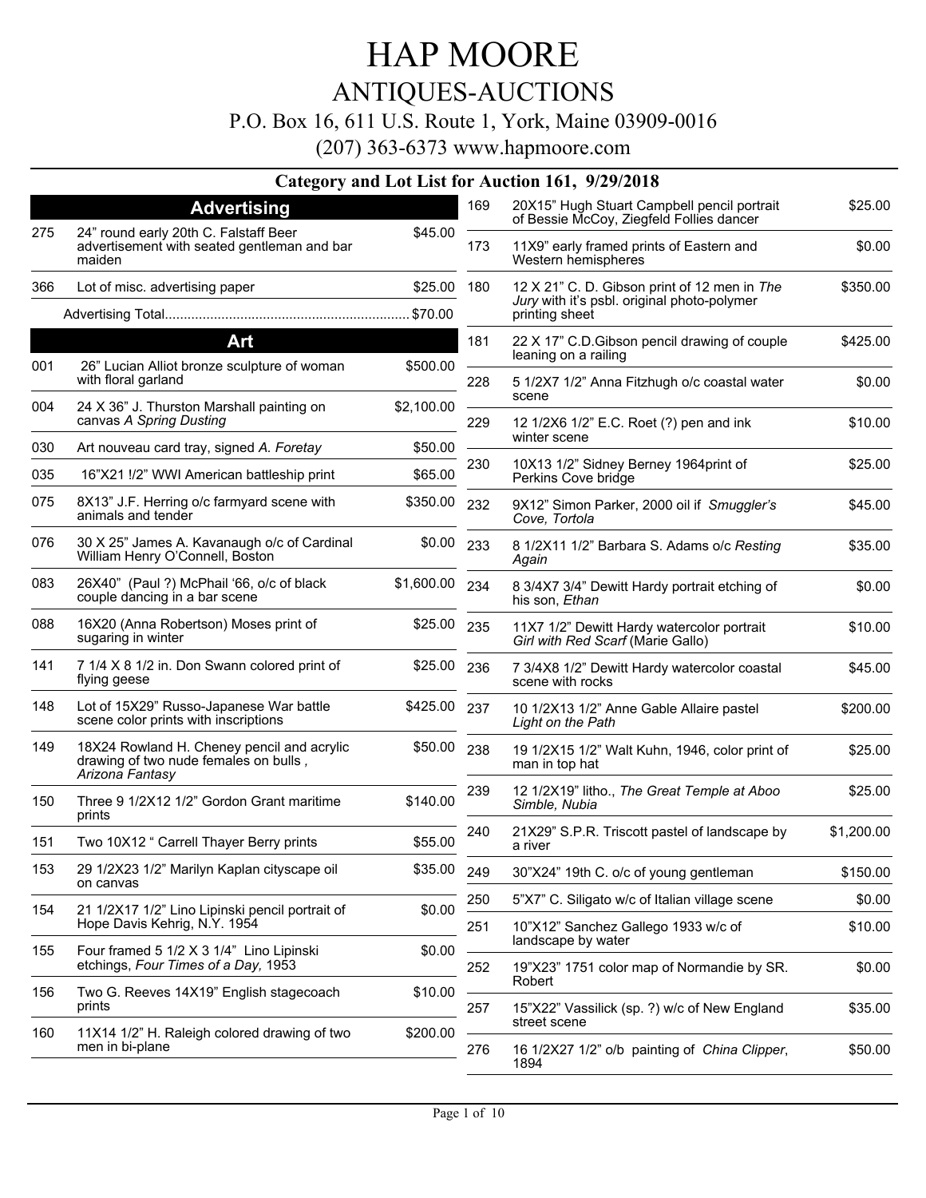# HAP MOORE

## ANTIQUES-AUCTIONS

P.O. Box 16, 611 U.S. Route 1, York, Maine 03909-0016

(207) 363-6373 www.hapmoore.com

### Category and Lot List for Auction 161, 9/29/2018

#### Advertising

| Lot | Description | Price |
|---|---|---|
| 275 | 24" round early 20th C. Falstaff Beer advertisement with seated gentleman and bar maiden | $45.00 |
| 366 | Lot of misc. advertising paper | $25.00 |
| | Advertising Total | $70.00 |

#### Art

| Lot | Description | Price |
|---|---|---|
| 001 | 26" Lucian Alliot bronze sculpture of woman with floral garland | $500.00 |
| 004 | 24 X 36" J. Thurston Marshall painting on canvas *A Spring Dusting* | $2,100.00 |
| 030 | Art nouveau card tray, signed *A. Foretay* | $50.00 |
| 035 | 16"X21 !/2" WWI American battleship print | $65.00 |
| 075 | 8X13" J.F. Herring o/c farmyard scene with animals and tender | $350.00 |
| 076 | 30 X 25" James A. Kavanaugh o/c of Cardinal William Henry O'Connell, Boston | $0.00 |
| 083 | 26X40" (Paul ?) McPhail '66, o/c of black couple dancing in a bar scene | $1,600.00 |
| 088 | 16X20 (Anna Robertson) Moses print of sugaring in winter | $25.00 |
| 141 | 7 1/4 X 8 1/2 in. Don Swann colored print of flying geese | $25.00 |
| 148 | Lot of 15X29" Russo-Japanese War battle scene color prints with inscriptions | $425.00 |
| 149 | 18X24 Rowland H. Cheney pencil and acrylic drawing of two nude females on bulls , *Arizona Fantasy* | $50.00 |
| 150 | Three 9 1/2X12 1/2" Gordon Grant maritime prints | $140.00 |
| 151 | Two 10X12 " Carrell Thayer Berry prints | $55.00 |
| 153 | 29 1/2X23 1/2" Marilyn Kaplan cityscape oil on canvas | $35.00 |
| 154 | 21 1/2X17 1/2" Lino Lipinski pencil portrait of Hope Davis Kehrig, N.Y. 1954 | $0.00 |
| 155 | Four framed 5 1/2 X 3 1/4" Lino Lipinski etchings, *Four Times of a Day,* 1953 | $0.00 |
| 156 | Two G. Reeves 14X19" English stagecoach prints | $10.00 |
| 160 | 11X14 1/2" H. Raleigh colored drawing of two men in bi-plane | $200.00 |
| 169 | 20X15" Hugh Stuart Campbell pencil portrait of Bessie McCoy, Ziegfeld Follies dancer | $25.00 |
| 173 | 11X9" early framed prints of Eastern and Western hemispheres | $0.00 |
| 180 | 12 X 21" C. D. Gibson print of 12 men in *The Jury* with it's psbl. original photo-polymer printing sheet | $350.00 |
| 181 | 22 X 17" C.D.Gibson pencil drawing of couple leaning on a railing | $425.00 |
| 228 | 5 1/2X7 1/2" Anna Fitzhugh o/c coastal water scene | $0.00 |
| 229 | 12 1/2X6 1/2" E.C. Roet (?) pen and ink winter scene | $10.00 |
| 230 | 10X13 1/2" Sidney Berney 1964print of Perkins Cove bridge | $25.00 |
| 232 | 9X12" Simon Parker, 2000 oil if *Smuggler's Cove, Tortola* | $45.00 |
| 233 | 8 1/2X11 1/2" Barbara S. Adams o/c *Resting Again* | $35.00 |
| 234 | 8 3/4X7 3/4" Dewitt Hardy portrait etching of his son, *Ethan* | $0.00 |
| 235 | 11X7 1/2" Dewitt Hardy watercolor portrait *Girl with Red Scarf* (Marie Gallo) | $10.00 |
| 236 | 7 3/4X8 1/2" Dewitt Hardy watercolor coastal scene with rocks | $45.00 |
| 237 | 10 1/2X13 1/2" Anne Gable Allaire pastel *Light on the Path* | $200.00 |
| 238 | 19 1/2X15 1/2" Walt Kuhn, 1946, color print of man in top hat | $25.00 |
| 239 | 12 1/2X19" litho., *The Great Temple at Aboo Simble, Nubia* | $25.00 |
| 240 | 21X29" S.P.R. Triscott pastel of landscape by a river | $1,200.00 |
| 249 | 30"X24" 19th C. o/c of young gentleman | $150.00 |
| 250 | 5"X7" C. Siligato w/c of Italian village scene | $0.00 |
| 251 | 10"X12" Sanchez Gallego 1933 w/c of landscape by water | $10.00 |
| 252 | 19"X23" 1751 color map of Normandie by SR. Robert | $0.00 |
| 257 | 15"X22" Vassilick (sp. ?) w/c of New England street scene | $35.00 |
| 276 | 16 1/2X27 1/2" o/b painting of *China Clipper*, 1894 | $50.00 |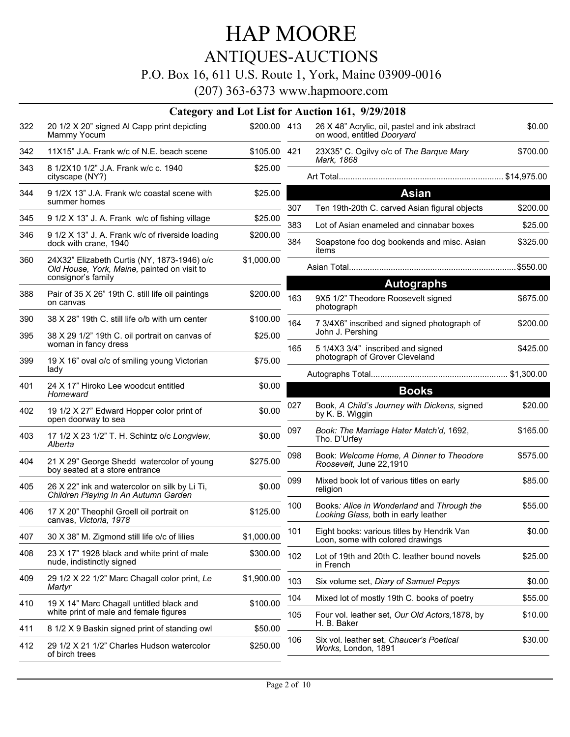# HAP MOORE

## ANTIQUES-AUCTIONS

P.O. Box 16, 611 U.S. Route 1, York, Maine 03909-0016

(207) 363-6373 www.hapmoore.com

### Category and Lot List for Auction 161, 9/29/2018

| Lot | Description | Price |
|---|---|---|
| 322 | 20 1/2 X 20" signed Al Capp print depicting Mammy Yocum | $200.00 |
| 342 | 11X15" J.A. Frank w/c of N.E. beach scene | $105.00 |
| 343 | 8 1/2X10 1/2" J.A. Frank w/c c. 1940 cityscape (NY?) | $25.00 |
| 344 | 9 1/2X 13" J.A. Frank w/c coastal scene with summer homes | $25.00 |
| 345 | 9 1/2 X 13" J. A. Frank w/c of fishing village | $25.00 |
| 346 | 9 1/2 X 13" J. A. Frank w/c of riverside loading dock with crane, 1940 | $200.00 |
| 360 | 24X32" Elizabeth Curtis (NY, 1873-1946) o/c *Old House, York, Maine,* painted on visit to consignor's family | $1,000.00 |
| 388 | Pair of 35 X 26" 19th C. still life oil paintings on canvas | $200.00 |
| 390 | 38 X 28" 19th C. still life o/b with urn center | $100.00 |
| 395 | 38 X 29 1/2" 19th C. oil portrait on canvas of woman in fancy dress | $25.00 |
| 399 | 19 X 16" oval o/c of smiling young Victorian lady | $75.00 |
| 401 | 24 X 17" Hiroko Lee woodcut entitled *Homeward* | $0.00 |
| 402 | 19 1/2 X 27" Edward Hopper color print of open doorway to sea | $0.00 |
| 403 | 17 1/2 X 23 1/2" T. H. Schintz o/c *Longview, Alberta* | $0.00 |
| 404 | 21 X 29" George Shedd watercolor of young boy seated at a store entrance | $275.00 |
| 405 | 26 X 22" ink and watercolor on silk by Li Ti, *Children Playing In An Autumn Garden* | $0.00 |
| 406 | 17 X 20" Theophil Groell oil portrait on canvas, *Victoria, 1978* | $125.00 |
| 407 | 30 X 38" M. Zigmond still life o/c of lilies | $1,000.00 |
| 408 | 23 X 17" 1928 black and white print of male nude, indistinctly signed | $300.00 |
| 409 | 29 1/2 X 22 1/2" Marc Chagall color print, *Le Martyr* | $1,900.00 |
| 410 | 19 X 14" Marc Chagall untitled black and white print of male and female figures | $100.00 |
| 411 | 8 1/2 X 9 Baskin signed print of standing owl | $50.00 |
| 412 | 29 1/2 X 21 1/2" Charles Hudson watercolor of birch trees | $250.00 |
| 413 | 26 X 48" Acrylic, oil, pastel and ink abstract on wood, entitled *Dooryard* | $0.00 |
| 421 | 23X35" C. Ogilvy o/c of *The Barque Mary Mark, 1868* | $700.00 |

Art Total....................................................................... $14,975.00

## Asian

| Lot | Description | Price |
|---|---|---|
| 307 | Ten 19th-20th C. carved Asian figural objects | $200.00 |
| 383 | Lot of Asian enameled and cinnabar boxes | $25.00 |
| 384 | Soapstone foo dog bookends and misc. Asian items | $325.00 |

Asian Total....................................................................... $550.00

## Autographs

| Lot | Description | Price |
|---|---|---|
| 163 | 9X5 1/2" Theodore Roosevelt signed photograph | $675.00 |
| 164 | 7 3/4X6" inscribed and signed photograph of John J. Pershing | $200.00 |
| 165 | 5 1/4X3 3/4" inscribed and signed photograph of Grover Cleveland | $425.00 |

Autographs Total........................................................... $1,300.00

## Books

| Lot | Description | Price |
|---|---|---|
| 027 | Book, *A Child's Journey with Dickens,* signed by K. B. Wiggin | $20.00 |
| 097 | *Book: The Marriage Hater Match'd,* 1692, Tho. D'Urfey | $165.00 |
| 098 | Book: *Welcome Home, A Dinner to Theodore Roosevelt,* June 22,1910 | $575.00 |
| 099 | Mixed book lot of various titles on early religion | $85.00 |
| 100 | Books*: Alice in Wonderland* and *Through the Looking Glass,* both in early leather | $55.00 |
| 101 | Eight books: various titles by Hendrik Van Loon, some with colored drawings | $0.00 |
| 102 | Lot of 19th and 20th C. leather bound novels in French | $25.00 |
| 103 | Six volume set, *Diary of Samuel Pepys* | $0.00 |
| 104 | Mixed lot of mostly 19th C. books of poetry | $55.00 |
| 105 | Four vol. leather set, *Our Old Actors,*1878, by H. B. Baker | $10.00 |
| 106 | Six vol. leather set, *Chaucer's Poetical Works,* London, 1891 | $30.00 |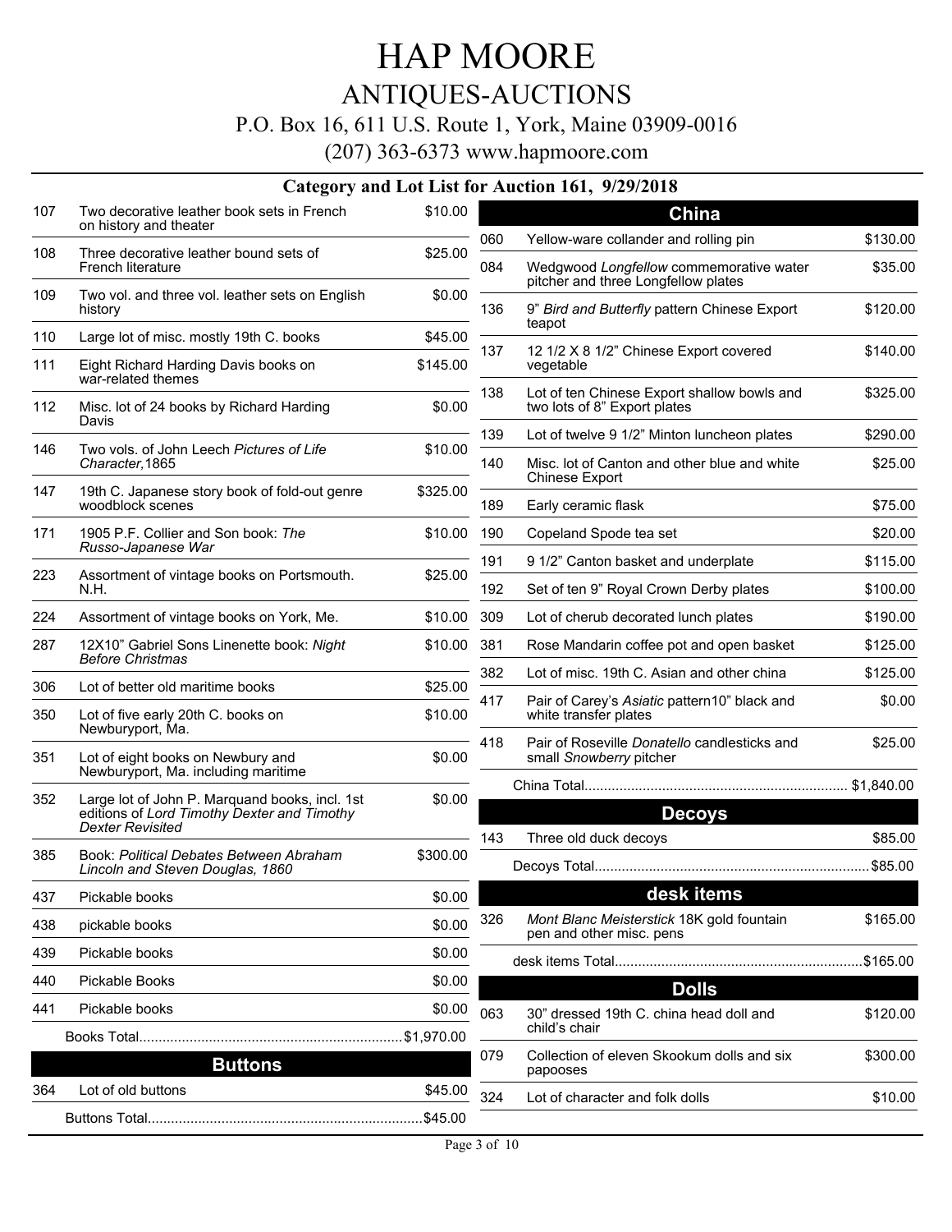# HAP MOORE

## ANTIQUES-AUCTIONS

P.O. Box 16, 611 U.S. Route 1, York, Maine 03909-0016

(207) 363-6373 www.hapmoore.com

### Category and Lot List for Auction 161, 9/29/2018

| Lot | Description | Price |
|---|---|---|
| 107 | Two decorative leather book sets in French on history and theater | $10.00 |
| 108 | Three decorative leather bound sets of French literature | $25.00 |
| 109 | Two vol. and three vol. leather sets on English history | $0.00 |
| 110 | Large lot of misc. mostly 19th C. books | $45.00 |
| 111 | Eight Richard Harding Davis books on war-related themes | $145.00 |
| 112 | Misc. lot of 24 books by Richard Harding Davis | $0.00 |
| 146 | Two vols. of John Leech *Pictures of Life Character,* 1865 | $10.00 |
| 147 | 19th C. Japanese story book of fold-out genre woodblock scenes | $325.00 |
| 171 | 1905 P.F. Collier and Son book: *The Russo-Japanese War* | $10.00 |
| 223 | Assortment of vintage books on Portsmouth. N.H. | $25.00 |
| 224 | Assortment of vintage books on York, Me. | $10.00 |
| 287 | 12X10" Gabriel Sons Linenette book: *Night Before Christmas* | $10.00 |
| 306 | Lot of better old maritime books | $25.00 |
| 350 | Lot of five early 20th C. books on Newburyport, Ma. | $10.00 |
| 351 | Lot of eight books on Newbury and Newburyport, Ma. including maritime | $0.00 |
| 352 | Large lot of John P. Marquand books, incl. 1st editions of *Lord Timothy Dexter and Timothy Dexter Revisited* | $0.00 |
| 385 | Book: *Political Debates Between Abraham Lincoln and Steven Douglas, 1860* | $300.00 |
| 437 | Pickable books | $0.00 |
| 438 | pickable books | $0.00 |
| 439 | Pickable books | $0.00 |
| 440 | Pickable Books | $0.00 |
| 441 | Pickable books | $0.00 |

Books Total.................................................................$1,970.00

## Buttons

| Lot | Description | Price |
|---|---|---|
| 364 | Lot of old buttons | $45.00 |

Buttons Total.................................................................$45.00

## China

| Lot | Description | Price |
|---|---|---|
| 060 | Yellow-ware collander and rolling pin | $130.00 |
| 084 | Wedgwood *Longfellow* commemorative water pitcher and three Longfellow plates | $35.00 |
| 136 | 9" *Bird and Butterfly* pattern Chinese Export teapot | $120.00 |
| 137 | 12 1/2 X 8 1/2" Chinese Export covered vegetable | $140.00 |
| 138 | Lot of ten Chinese Export shallow bowls and two lots of 8" Export plates | $325.00 |
| 139 | Lot of twelve 9 1/2" Minton luncheon plates | $290.00 |
| 140 | Misc. lot of Canton and other blue and white Chinese Export | $25.00 |
| 189 | Early ceramic flask | $75.00 |
| 190 | Copeland Spode tea set | $20.00 |
| 191 | 9 1/2" Canton basket and underplate | $115.00 |
| 192 | Set of ten 9" Royal Crown Derby plates | $100.00 |
| 309 | Lot of cherub decorated lunch plates | $190.00 |
| 381 | Rose Mandarin coffee pot and open basket | $125.00 |
| 382 | Lot of misc. 19th C. Asian and other china | $125.00 |
| 417 | Pair of Carey's *Asiatic* pattern10" black and white transfer plates | $0.00 |
| 418 | Pair of Roseville *Donatello* candlesticks and small *Snowberry* pitcher | $25.00 |

China Total.................................................................$1,840.00

## Decoys

| Lot | Description | Price |
|---|---|---|
| 143 | Three old duck decoys | $85.00 |

Decoys Total.................................................................$85.00

## desk items

| Lot | Description | Price |
|---|---|---|
| 326 | *Mont Blanc Meisterstick* 18K gold fountain pen and other misc. pens | $165.00 |

desk items Total.................................................................$165.00

## Dolls

| Lot | Description | Price |
|---|---|---|
| 063 | 30" dressed 19th C. china head doll and child's chair | $120.00 |
| 079 | Collection of eleven Skookum dolls and six papooses | $300.00 |
| 324 | Lot of character and folk dolls | $10.00 |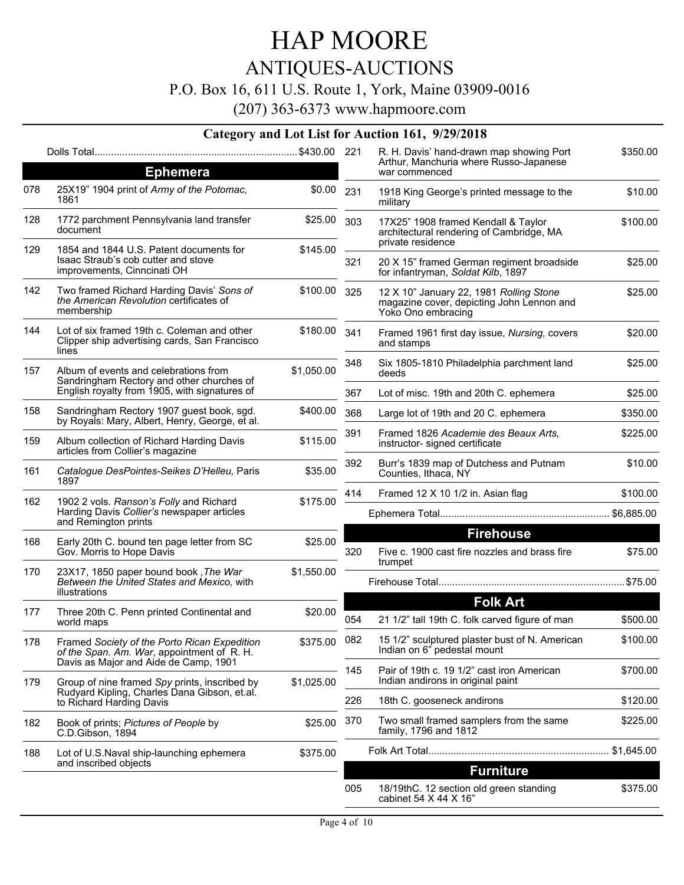# HAP MOORE

## ANTIQUES-AUCTIONS

P.O. Box 16, 611 U.S. Route 1, York, Maine 03909-0016

(207) 363-6373 www.hapmoore.com

### Category and Lot List for Auction 161, 9/29/2018

Dolls Total........................................................................ $430.00

### Ephemera

| Lot | Description | Price |
|---|---|---|
| 078 | 25X19" 1904 print of *Army of the Potomac,* 1861 | $0.00 |
| 128 | 1772 parchment Pennsylvania land transfer document | $25.00 |
| 129 | 1854 and 1844 U.S. Patent documents for Isaac Straub's cob cutter and stove improvements, Cinncinati OH | $145.00 |
| 142 | Two framed Richard Harding Davis' *Sons of the American Revolution* certificates of membership | $100.00 |
| 144 | Lot of six framed 19th c. Coleman and other Clipper ship advertising cards, San Francisco lines | $180.00 |
| 157 | Album of events and celebrations from Sandringham Rectory and other churches of English royalty from 1905, with signatures of | $1,050.00 |
| 158 | Sandringham Rectory 1907 guest book, sgd. by Royals: Mary, Albert, Henry, George, et al. | $400.00 |
| 159 | Album collection of Richard Harding Davis articles from Collier's magazine | $115.00 |
| 161 | *Catalogue DesPointes-Seikes D'Helleu,* Paris 1897 | $35.00 |
| 162 | 1902 2 vols. *Ranson's Folly* and Richard Harding Davis *Collier's* newspaper articles and Remington prints | $175.00 |
| 168 | Early 20th C. bound ten page letter from SC Gov. Morris to Hope Davis | $25.00 |
| 170 | 23X17, 1850 paper bound book ,*The War Between the United States and Mexico,* with illustrations | $1,550.00 |
| 177 | Three 20th C. Penn printed Continental and world maps | $20.00 |
| 178 | Framed *Society of the Porto Rican Expedition of the Span. Am. War*, appointment of R. H. Davis as Major and Aide de Camp, 1901 | $375.00 |
| 179 | Group of nine framed *Spy* prints, inscribed by Rudyard Kipling, Charles Dana Gibson, et.al. to Richard Harding Davis | $1,025.00 |
| 182 | Book of prints; *Pictures of People* by C.D.Gibson, 1894 | $25.00 |
| 188 | Lot of U.S.Naval ship-launching ephemera and inscribed objects | $375.00 |
| 221 | R. H. Davis' hand-drawn map showing Port Arthur, Manchuria where Russo-Japanese war commenced | $350.00 |
| 231 | 1918 King George's printed message to the military | $10.00 |
| 303 | 17X25" 1908 framed Kendall & Taylor architectural rendering of Cambridge, MA private residence | $100.00 |
| 321 | 20 X 15" framed German regiment broadside for infantryman, *Soldat Kilb*, 1897 | $25.00 |
| 325 | 12 X 10" January 22, 1981 *Rolling Stone* magazine cover, depicting John Lennon and Yoko Ono embracing | $25.00 |
| 341 | Framed 1961 first day issue, *Nursing,* covers and stamps | $20.00 |
| 348 | Six 1805-1810 Philadelphia parchment land deeds | $25.00 |
| 367 | Lot of misc. 19th and 20th C. ephemera | $25.00 |
| 368 | Large lot of 19th and 20 C. ephemera | $350.00 |
| 391 | Framed 1826 *Academie des Beaux Arts,* instructor- signed certificate | $225.00 |
| 392 | Burr's 1839 map of Dutchess and Putnam Counties, Ithaca, NY | $10.00 |
| 414 | Framed 12 X 10 1/2 in. Asian flag | $100.00 |

Ephemera Total............................................................ $6,885.00

### Firehouse

| Lot | Description | Price |
|---|---|---|
| 320 | Five c. 1900 cast fire nozzles and brass fire trumpet | $75.00 |

Firehouse Total.................................................................. $75.00

### Folk Art

| Lot | Description | Price |
|---|---|---|
| 054 | 21 1/2" tall 19th C. folk carved figure of man | $500.00 |
| 082 | 15 1/2" sculptured plaster bust of N. American Indian on 6" pedestal mount | $100.00 |
| 145 | Pair of 19th c. 19 1/2" cast iron American Indian andirons in original paint | $700.00 |
| 226 | 18th C. gooseneck andirons | $120.00 |
| 370 | Two small framed samplers from the same family, 1796 and 1812 | $225.00 |

Folk Art Total................................................................ $1,645.00

### Furniture

| Lot | Description | Price |
|---|---|---|
| 005 | 18/19thC. 12 section old green standing cabinet 54 X 44 X 16" | $375.00 |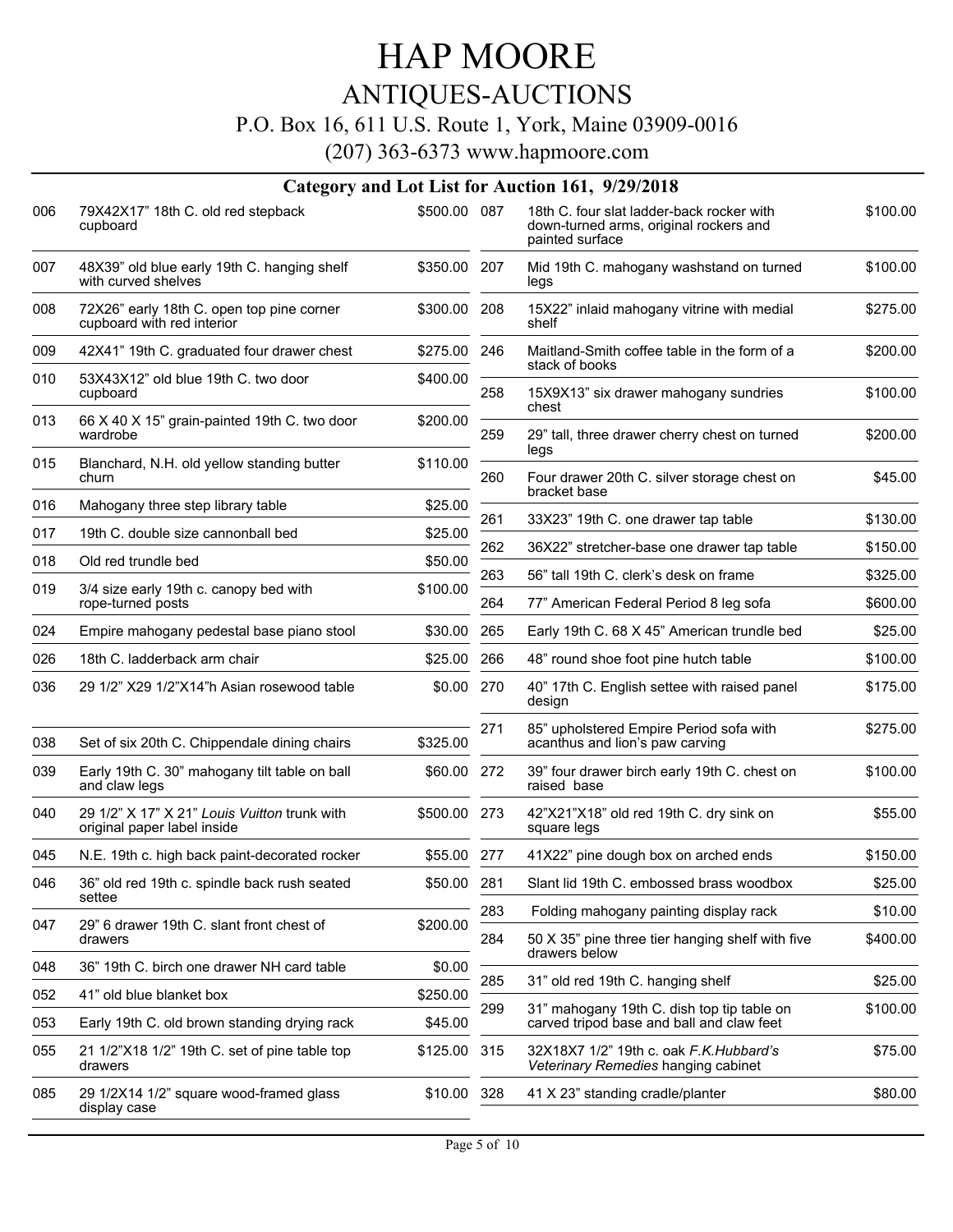# HAP MOORE

## ANTIQUES-AUCTIONS

P.O. Box 16, 611 U.S. Route 1, York, Maine 03909-0016

(207) 363-6373 www.hapmoore.com

### Category and Lot List for Auction 161, 9/29/2018

| Lot | Description | Price |
|---|---|---|
| 006 | 79X42X17" 18th C. old red stepback cupboard | $500.00 |
| 007 | 48X39" old blue early 19th C. hanging shelf with curved shelves | $350.00 |
| 008 | 72X26" early 18th C. open top pine corner cupboard with red interior | $300.00 |
| 009 | 42X41" 19th C. graduated four drawer chest | $275.00 |
| 010 | 53X43X12" old blue 19th C. two door cupboard | $400.00 |
| 013 | 66 X 40 X 15" grain-painted 19th C. two door wardrobe | $200.00 |
| 015 | Blanchard, N.H. old yellow standing butter churn | $110.00 |
| 016 | Mahogany three step library table | $25.00 |
| 017 | 19th C. double size cannonball bed | $25.00 |
| 018 | Old red trundle bed | $50.00 |
| 019 | 3/4 size early 19th c. canopy bed with rope-turned posts | $100.00 |
| 024 | Empire mahogany pedestal base piano stool | $30.00 |
| 026 | 18th C. ladderback arm chair | $25.00 |
| 036 | 29 1/2" X29 1/2"X14"h Asian rosewood table | $0.00 |
| 038 | Set of six 20th C. Chippendale dining chairs | $325.00 |
| 039 | Early 19th C. 30" mahogany tilt table on ball and claw legs | $60.00 |
| 040 | 29 1/2" X 17" X 21" *Louis Vuitton* trunk with original paper label inside | $500.00 |
| 045 | N.E. 19th c. high back paint-decorated rocker | $55.00 |
| 046 | 36" old red 19th c. spindle back rush seated settee | $50.00 |
| 047 | 29" 6 drawer 19th C. slant front chest of drawers | $200.00 |
| 048 | 36" 19th C. birch one drawer NH card table | $0.00 |
| 052 | 41" old blue blanket box | $250.00 |
| 053 | Early 19th C. old brown standing drying rack | $45.00 |
| 055 | 21 1/2"X18 1/2" 19th C. set of pine table top drawers | $125.00 |
| 085 | 29 1/2X14 1/2" square wood-framed glass display case | $10.00 |
| 087 | 18th C. four slat ladder-back rocker with down-turned arms, original rockers and painted surface | $100.00 |
| 207 | Mid 19th C. mahogany washstand on turned legs | $100.00 |
| 208 | 15X22" inlaid mahogany vitrine with medial shelf | $275.00 |
| 246 | Maitland-Smith coffee table in the form of a stack of books | $200.00 |
| 258 | 15X9X13" six drawer mahogany sundries chest | $100.00 |
| 259 | 29" tall, three drawer cherry chest on turned legs | $200.00 |
| 260 | Four drawer 20th C. silver storage chest on bracket base | $45.00 |
| 261 | 33X23" 19th C. one drawer tap table | $130.00 |
| 262 | 36X22" stretcher-base one drawer tap table | $150.00 |
| 263 | 56" tall 19th C. clerk's desk on frame | $325.00 |
| 264 | 77" American Federal Period 8 leg sofa | $600.00 |
| 265 | Early 19th C. 68 X 45" American trundle bed | $25.00 |
| 266 | 48" round shoe foot pine hutch table | $100.00 |
| 270 | 40" 17th C. English settee with raised panel design | $175.00 |
| 271 | 85" upholstered Empire Period sofa with acanthus and lion's paw carving | $275.00 |
| 272 | 39" four drawer birch early 19th C. chest on raised base | $100.00 |
| 273 | 42"X21"X18" old red 19th C. dry sink on square legs | $55.00 |
| 277 | 41X22" pine dough box on arched ends | $150.00 |
| 281 | Slant lid 19th C. embossed brass woodbox | $25.00 |
| 283 | Folding mahogany painting display rack | $10.00 |
| 284 | 50 X 35" pine three tier hanging shelf with five drawers below | $400.00 |
| 285 | 31" old red 19th C. hanging shelf | $25.00 |
| 299 | 31" mahogany 19th C. dish top tip table on carved tripod base and ball and claw feet | $100.00 |
| 315 | 32X18X7 1/2" 19th c. oak *F.K.Hubbard's Veterinary Remedies* hanging cabinet | $75.00 |
| 328 | 41 X 23" standing cradle/planter | $80.00 |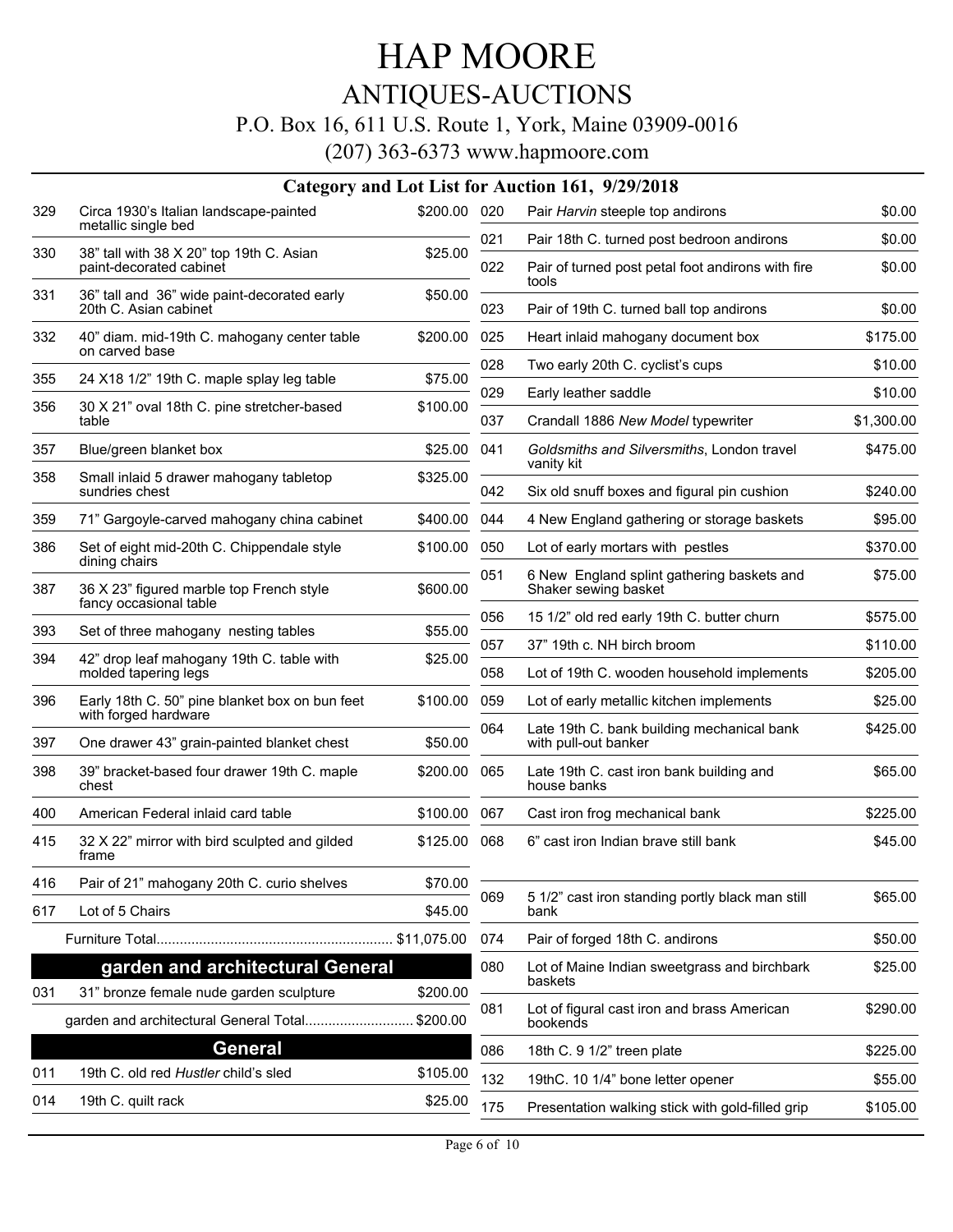# HAP MOORE

## ANTIQUES-AUCTIONS

P.O. Box 16, 611 U.S. Route 1, York, Maine 03909-0016

(207) 363-6373 www.hapmoore.com

### Category and Lot List for Auction 161, 9/29/2018

| Lot | Description | Price |
|---|---|---|
| 329 | Circa 1930's Italian landscape-painted metallic single bed | $200.00 |
| 330 | 38" tall with 38 X 20" top 19th C. Asian paint-decorated cabinet | $25.00 |
| 331 | 36" tall and 36" wide paint-decorated early 20th C. Asian cabinet | $50.00 |
| 332 | 40" diam. mid-19th C. mahogany center table on carved base | $200.00 |
| 355 | 24 X18 1/2" 19th C. maple splay leg table | $75.00 |
| 356 | 30 X 21" oval 18th C. pine stretcher-based table | $100.00 |
| 357 | Blue/green blanket box | $25.00 |
| 358 | Small inlaid 5 drawer mahogany tabletop sundries chest | $325.00 |
| 359 | 71" Gargoyle-carved mahogany china cabinet | $400.00 |
| 386 | Set of eight mid-20th C. Chippendale style dining chairs | $100.00 |
| 387 | 36 X 23" figured marble top French style fancy occasional table | $600.00 |
| 393 | Set of three mahogany nesting tables | $55.00 |
| 394 | 42" drop leaf mahogany 19th C. table with molded tapering legs | $25.00 |
| 396 | Early 18th C. 50" pine blanket box on bun feet with forged hardware | $100.00 |
| 397 | One drawer 43" grain-painted blanket chest | $50.00 |
| 398 | 39" bracket-based four drawer 19th C. maple chest | $200.00 |
| 400 | American Federal inlaid card table | $100.00 |
| 415 | 32 X 22" mirror with bird sculpted and gilded frame | $125.00 |
| 416 | Pair of 21" mahogany 20th C. curio shelves | $70.00 |
| 617 | Lot of 5 Chairs | $45.00 |

Furniture Total............................................................ $11,075.00

## garden and architectural General

| Lot | Description | Price |
|---|---|---|
| 031 | 31" bronze female nude garden sculpture | $200.00 |

garden and architectural General Total............................ $200.00

## General

| Lot | Description | Price |
|---|---|---|
| 011 | 19th C. old red *Hustler* child's sled | $105.00 |
| 014 | 19th C. quilt rack | $25.00 |
| 020 | Pair *Harvin* steeple top andirons | $0.00 |
| 021 | Pair 18th C. turned post bedroon andirons | $0.00 |
| 022 | Pair of turned post petal foot andirons with fire tools | $0.00 |
| 023 | Pair of 19th C. turned ball top andirons | $0.00 |
| 025 | Heart inlaid mahogany document box | $175.00 |
| 028 | Two early 20th C. cyclist's cups | $10.00 |
| 029 | Early leather saddle | $10.00 |
| 037 | Crandall 1886 *New Model* typewriter | $1,300.00 |
| 041 | *Goldsmiths and Silversmiths*, London travel vanity kit | $475.00 |
| 042 | Six old snuff boxes and figural pin cushion | $240.00 |
| 044 | 4 New England gathering or storage baskets | $95.00 |
| 050 | Lot of early mortars with pestles | $370.00 |
| 051 | 6 New England splint gathering baskets and Shaker sewing basket | $75.00 |
| 056 | 15 1/2" old red early 19th C. butter churn | $575.00 |
| 057 | 37" 19th c. NH birch broom | $110.00 |
| 058 | Lot of 19th C. wooden household implements | $205.00 |
| 059 | Lot of early metallic kitchen implements | $25.00 |
| 064 | Late 19th C. bank building mechanical bank with pull-out banker | $425.00 |
| 065 | Late 19th C. cast iron bank building and house banks | $65.00 |
| 067 | Cast iron frog mechanical bank | $225.00 |
| 068 | 6" cast iron Indian brave still bank | $45.00 |
| 069 | 5 1/2" cast iron standing portly black man still bank | $65.00 |
| 074 | Pair of forged 18th C. andirons | $50.00 |
| 080 | Lot of Maine Indian sweetgrass and birchbark baskets | $25.00 |
| 081 | Lot of figural cast iron and brass American bookends | $290.00 |
| 086 | 18th C. 9 1/2" treen plate | $225.00 |
| 132 | 19thC. 10 1/4" bone letter opener | $55.00 |
| 175 | Presentation walking stick with gold-filled grip | $105.00 |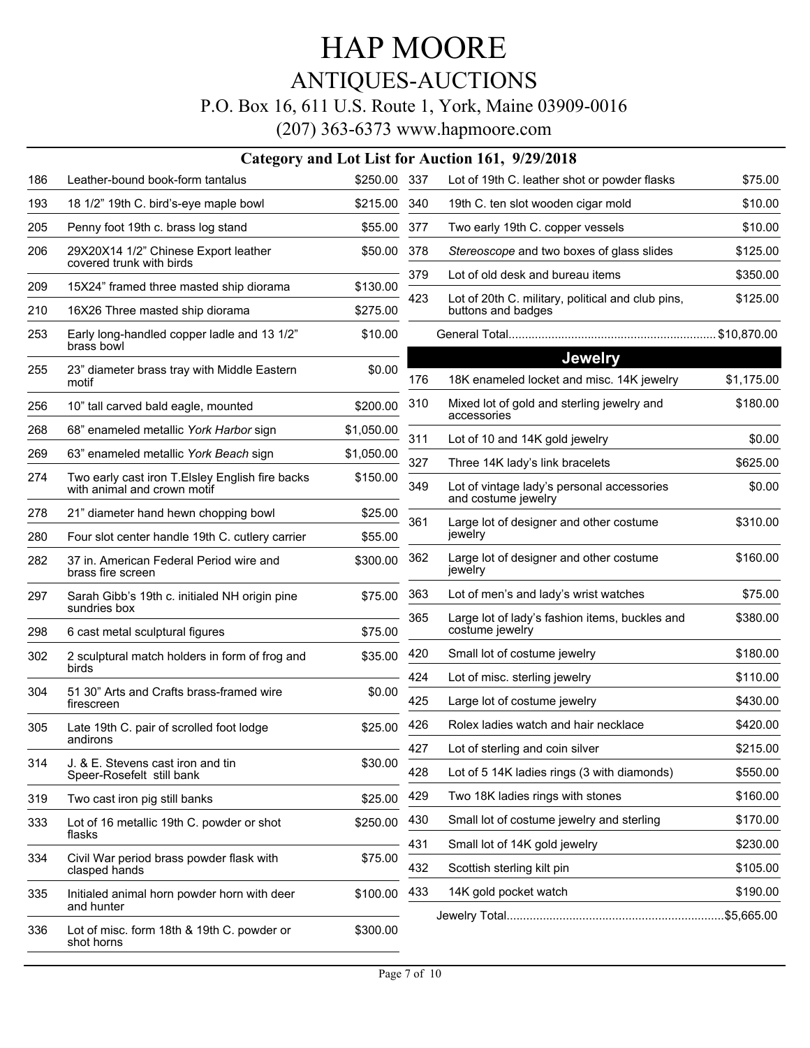# HAP MOORE

## ANTIQUES-AUCTIONS

P.O. Box 16, 611 U.S. Route 1, York, Maine 03909-0016

(207) 363-6373 www.hapmoore.com

### Category and Lot List for Auction 161, 9/29/2018

| Lot | Description | Price |
|---|---|---|
| 186 | Leather-bound book-form tantalus | $250.00 |
| 193 | 18 1/2" 19th C. bird's-eye maple bowl | $215.00 |
| 205 | Penny foot 19th c. brass log stand | $55.00 |
| 206 | 29X20X14 1/2" Chinese Export leather covered trunk with birds | $50.00 |
| 209 | 15X24" framed three masted ship diorama | $130.00 |
| 210 | 16X26 Three masted ship diorama | $275.00 |
| 253 | Early long-handled copper ladle and 13 1/2" brass bowl | $10.00 |
| 255 | 23" diameter brass tray with Middle Eastern motif | $0.00 |
| 256 | 10" tall carved bald eagle, mounted | $200.00 |
| 268 | 68" enameled metallic *York Harbor* sign | $1,050.00 |
| 269 | 63" enameled metallic *York Beach* sign | $1,050.00 |
| 274 | Two early cast iron T.Elsley English fire backs with animal and crown motif | $150.00 |
| 278 | 21" diameter hand hewn chopping bowl | $25.00 |
| 280 | Four slot center handle 19th C. cutlery carrier | $55.00 |
| 282 | 37 in. American Federal Period wire and brass fire screen | $300.00 |
| 297 | Sarah Gibb's 19th c. initialed NH origin pine sundries box | $75.00 |
| 298 | 6 cast metal sculptural figures | $75.00 |
| 302 | 2 sculptural match holders in form of frog and birds | $35.00 |
| 304 | 51 30" Arts and Crafts brass-framed wire firescreen | $0.00 |
| 305 | Late 19th C. pair of scrolled foot lodge andirons | $25.00 |
| 314 | J. & E. Stevens cast iron and tin Speer-Rosefelt still bank | $30.00 |
| 319 | Two cast iron pig still banks | $25.00 |
| 333 | Lot of 16 metallic 19th C. powder or shot flasks | $250.00 |
| 334 | Civil War period brass powder flask with clasped hands | $75.00 |
| 335 | Initialed animal horn powder horn with deer and hunter | $100.00 |
| 336 | Lot of misc. form 18th & 19th C. powder or shot horns | $300.00 |
| 337 | Lot of 19th C. leather shot or powder flasks | $75.00 |
| 340 | 19th C. ten slot wooden cigar mold | $10.00 |
| 377 | Two early 19th C. copper vessels | $10.00 |
| 378 | *Stereoscope* and two boxes of glass slides | $125.00 |
| 379 | Lot of old desk and bureau items | $350.00 |
| 423 | Lot of 20th C. military, political and club pins, buttons and badges | $125.00 |
| | General Total | $10,870.00 |

### Jewelry

| Lot | Description | Price |
|---|---|---|
| 176 | 18K enameled locket and misc. 14K jewelry | $1,175.00 |
| 310 | Mixed lot of gold and sterling jewelry and accessories | $180.00 |
| 311 | Lot of 10 and 14K gold jewelry | $0.00 |
| 327 | Three 14K lady's link bracelets | $625.00 |
| 349 | Lot of vintage lady's personal accessories and costume jewelry | $0.00 |
| 361 | Large lot of designer and other costume jewelry | $310.00 |
| 362 | Large lot of designer and other costume jewelry | $160.00 |
| 363 | Lot of men's and lady's wrist watches | $75.00 |
| 365 | Large lot of lady's fashion items, buckles and costume jewelry | $380.00 |
| 420 | Small lot of costume jewelry | $180.00 |
| 424 | Lot of misc. sterling jewelry | $110.00 |
| 425 | Large lot of costume jewelry | $430.00 |
| 426 | Rolex ladies watch and hair necklace | $420.00 |
| 427 | Lot of sterling and coin silver | $215.00 |
| 428 | Lot of 5 14K ladies rings (3 with diamonds) | $550.00 |
| 429 | Two 18K ladies rings with stones | $160.00 |
| 430 | Small lot of costume jewelry and sterling | $170.00 |
| 431 | Small lot of 14K gold jewelry | $230.00 |
| 432 | Scottish sterling kilt pin | $105.00 |
| 433 | 14K gold pocket watch | $190.00 |
| | Jewelry Total | $5,665.00 |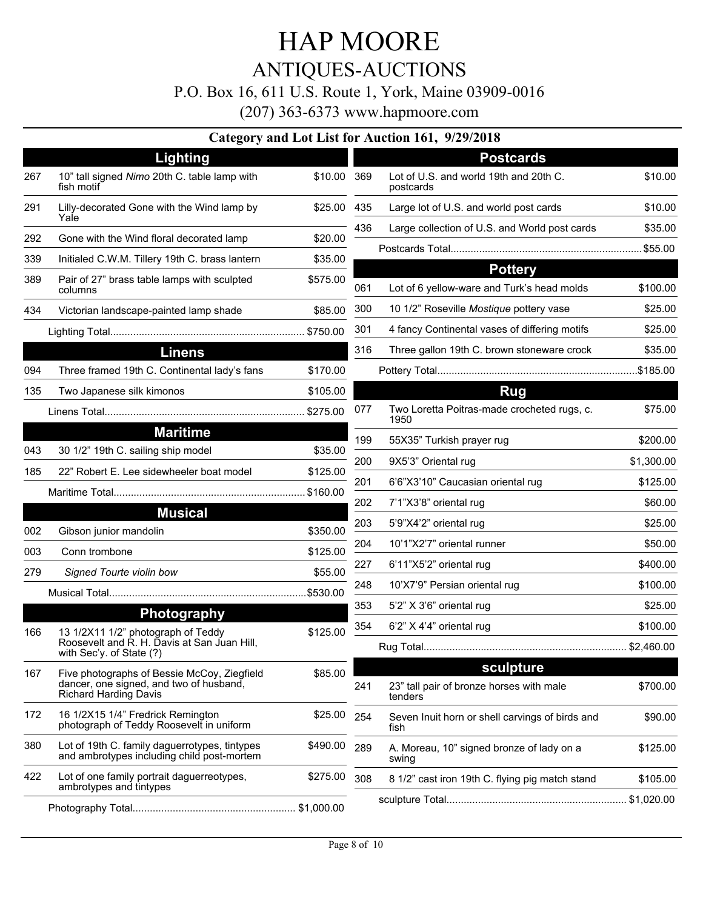# HAP MOORE

## ANTIQUES-AUCTIONS

P.O. Box 16, 611 U.S. Route 1, York, Maine 03909-0016

(207) 363-6373 www.hapmoore.com

### Category and Lot List for Auction 161, 9/29/2018

### Lighting

| Lot | Description | Price |
|---|---|---|
| 267 | 10" tall signed *Nimo* 20th C. table lamp with fish motif | $10.00 |
| 291 | Lilly-decorated Gone with the Wind lamp by Yale | $25.00 |
| 292 | Gone with the Wind floral decorated lamp | $20.00 |
| 339 | Initialed C.W.M. Tillery 19th C. brass lantern | $35.00 |
| 389 | Pair of 27" brass table lamps with sculpted columns | $575.00 |
| 434 | Victorian landscape-painted lamp shade | $85.00 |
| | Lighting Total | $750.00 |

### Linens

| Lot | Description | Price |
|---|---|---|
| 094 | Three framed 19th C. Continental lady's fans | $170.00 |
| 135 | Two Japanese silk kimonos | $105.00 |
| | Linens Total | $275.00 |

### Maritime

| Lot | Description | Price |
|---|---|---|
| 043 | 30 1/2" 19th C. sailing ship model | $35.00 |
| 185 | 22" Robert E. Lee sidewheeler boat model | $125.00 |
| | Maritime Total | $160.00 |

### Musical

| Lot | Description | Price |
|---|---|---|
| 002 | Gibson junior mandolin | $350.00 |
| 003 | Conn trombone | $125.00 |
| 279 | *Signed Tourte violin bow* | $55.00 |
| | Musical Total | $530.00 |

### Photography

| Lot | Description | Price |
|---|---|---|
| 166 | 13 1/2X11 1/2" photograph of Teddy Roosevelt and R. H. Davis at San Juan Hill, with Sec'y. of State (?) | $125.00 |
| 167 | Five photographs of Bessie McCoy, Ziegfield dancer, one signed, and two of husband, Richard Harding Davis | $85.00 |
| 172 | 16 1/2X15 1/4" Fredrick Remington photograph of Teddy Roosevelt in uniform | $25.00 |
| 380 | Lot of 19th C. family daguerrotypes, tintypes and ambrotypes including child post-mortem | $490.00 |
| 422 | Lot of one family portrait daguerreotypes, ambrotypes and tintypes | $275.00 |
| | Photography Total | $1,000.00 |

### Postcards

| Lot | Description | Price |
|---|---|---|
| 369 | Lot of U.S. and world 19th and 20th C. postcards | $10.00 |
| 435 | Large lot of U.S. and world post cards | $10.00 |
| 436 | Large collection of U.S. and World post cards | $35.00 |
| | Postcards Total | $55.00 |

### Pottery

| Lot | Description | Price |
|---|---|---|
| 061 | Lot of 6 yellow-ware and Turk's head molds | $100.00 |
| 300 | 10 1/2" Roseville *Mostique* pottery vase | $25.00 |
| 301 | 4 fancy Continental vases of differing motifs | $25.00 |
| 316 | Three gallon 19th C. brown stoneware crock | $35.00 |
| | Pottery Total | $185.00 |

### Rug

| Lot | Description | Price |
|---|---|---|
| 077 | Two Loretta Poitras-made crocheted rugs, c. 1950 | $75.00 |
| 199 | 55X35" Turkish prayer rug | $200.00 |
| 200 | 9X5'3" Oriental rug | $1,300.00 |
| 201 | 6'6"X3'10" Caucasian oriental rug | $125.00 |
| 202 | 7'1"X3'8" oriental rug | $60.00 |
| 203 | 5'9"X4'2" oriental rug | $25.00 |
| 204 | 10'1"X2'7" oriental runner | $50.00 |
| 227 | 6'11"X5'2" oriental rug | $400.00 |
| 248 | 10'X7'9" Persian oriental rug | $100.00 |
| 353 | 5'2" X 3'6" oriental rug | $25.00 |
| 354 | 6'2" X 4'4" oriental rug | $100.00 |
| | Rug Total | $2,460.00 |

### sculpture

| Lot | Description | Price |
|---|---|---|
| 241 | 23" tall pair of bronze horses with male tenders | $700.00 |
| 254 | Seven Inuit horn or shell carvings of birds and fish | $90.00 |
| 289 | A. Moreau, 10" signed bronze of lady on a swing | $125.00 |
| 308 | 8 1/2" cast iron 19th C. flying pig match stand | $105.00 |
| | sculpture Total | $1,020.00 |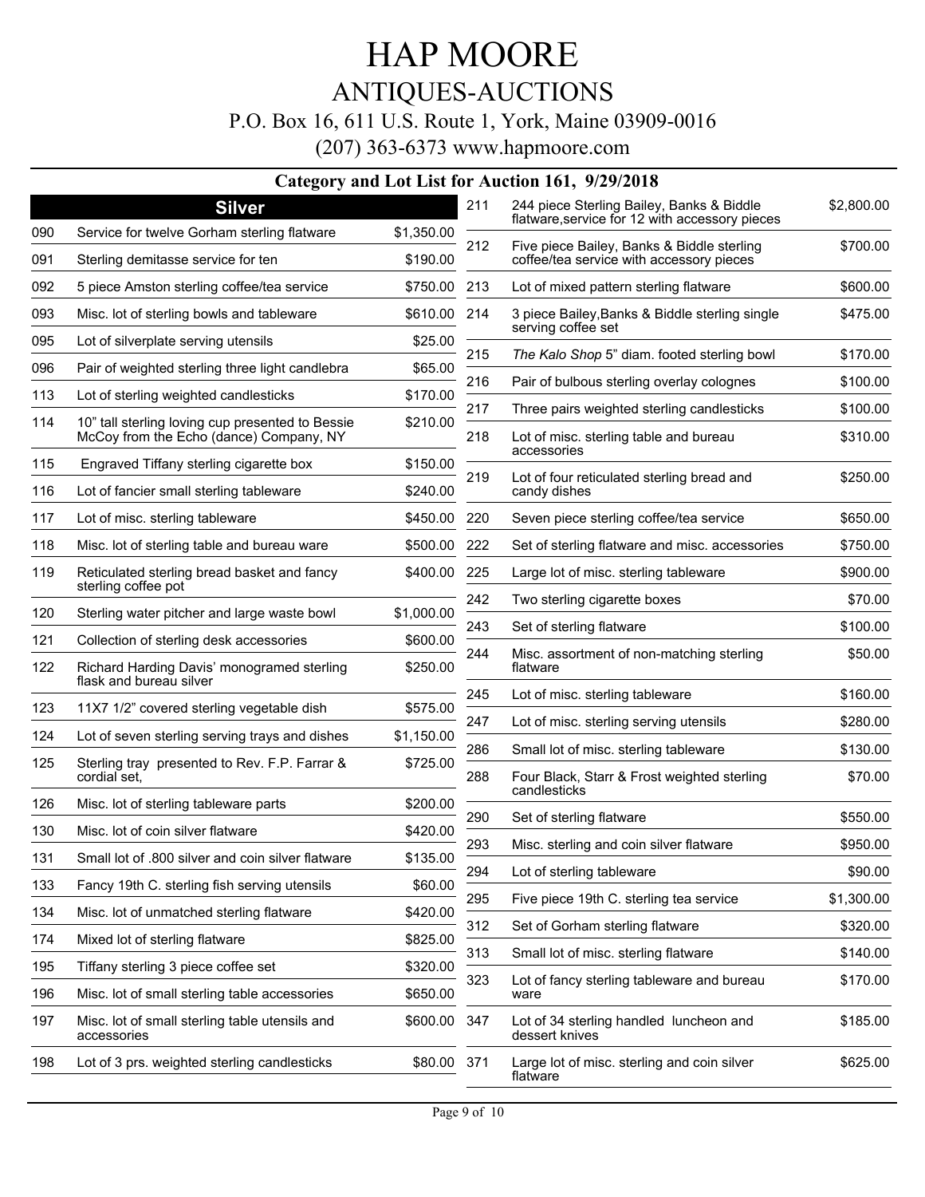# HAP MOORE

## ANTIQUES-AUCTIONS

P.O. Box 16, 611 U.S. Route 1, York, Maine 03909-0016

(207) 363-6373 www.hapmoore.com

### Category and Lot List for Auction 161, 9/29/2018

**Silver**

| Lot | Description | Price |
|---|---|---|
| 090 | Service for twelve Gorham sterling flatware | $1,350.00 |
| 091 | Sterling demitasse service for ten | $190.00 |
| 092 | 5 piece Amston sterling coffee/tea service | $750.00 |
| 093 | Misc. lot of sterling bowls and tableware | $610.00 |
| 095 | Lot of silverplate serving utensils | $25.00 |
| 096 | Pair of weighted sterling three light candlebra | $65.00 |
| 113 | Lot of sterling weighted candlesticks | $170.00 |
| 114 | 10" tall sterling loving cup presented to Bessie McCoy from the Echo (dance) Company, NY | $210.00 |
| 115 | Engraved Tiffany sterling cigarette box | $150.00 |
| 116 | Lot of fancier small sterling tableware | $240.00 |
| 117 | Lot of misc. sterling tableware | $450.00 |
| 118 | Misc. lot of sterling table and bureau ware | $500.00 |
| 119 | Reticulated sterling bread basket and fancy sterling coffee pot | $400.00 |
| 120 | Sterling water pitcher and large waste bowl | $1,000.00 |
| 121 | Collection of sterling desk accessories | $600.00 |
| 122 | Richard Harding Davis' monogramed sterling flask and bureau silver | $250.00 |
| 123 | 11X7 1/2" covered sterling vegetable dish | $575.00 |
| 124 | Lot of seven sterling serving trays and dishes | $1,150.00 |
| 125 | Sterling tray presented to Rev. F.P. Farrar & cordial set, | $725.00 |
| 126 | Misc. lot of sterling tableware parts | $200.00 |
| 130 | Misc. lot of coin silver flatware | $420.00 |
| 131 | Small lot of .800 silver and coin silver flatware | $135.00 |
| 133 | Fancy 19th C. sterling fish serving utensils | $60.00 |
| 134 | Misc. lot of unmatched sterling flatware | $420.00 |
| 174 | Mixed lot of sterling flatware | $825.00 |
| 195 | Tiffany sterling 3 piece coffee set | $320.00 |
| 196 | Misc. lot of small sterling table accessories | $650.00 |
| 197 | Misc. lot of small sterling table utensils and accessories | $600.00 |
| 198 | Lot of 3 prs. weighted sterling candlesticks | $80.00 |
| 211 | 244 piece Sterling Bailey, Banks & Biddle flatware,service for 12 with accessory pieces | $2,800.00 |
| 212 | Five piece Bailey, Banks & Biddle sterling coffee/tea service with accessory pieces | $700.00 |
| 213 | Lot of mixed pattern sterling flatware | $600.00 |
| 214 | 3 piece Bailey,Banks & Biddle sterling single serving coffee set | $475.00 |
| 215 | *The Kalo Shop* 5" diam. footed sterling bowl | $170.00 |
| 216 | Pair of bulbous sterling overlay colognes | $100.00 |
| 217 | Three pairs weighted sterling candlesticks | $100.00 |
| 218 | Lot of misc. sterling table and bureau accessories | $310.00 |
| 219 | Lot of four reticulated sterling bread and candy dishes | $250.00 |
| 220 | Seven piece sterling coffee/tea service | $650.00 |
| 222 | Set of sterling flatware and misc. accessories | $750.00 |
| 225 | Large lot of misc. sterling tableware | $900.00 |
| 242 | Two sterling cigarette boxes | $70.00 |
| 243 | Set of sterling flatware | $100.00 |
| 244 | Misc. assortment of non-matching sterling flatware | $50.00 |
| 245 | Lot of misc. sterling tableware | $160.00 |
| 247 | Lot of misc. sterling serving utensils | $280.00 |
| 286 | Small lot of misc. sterling tableware | $130.00 |
| 288 | Four Black, Starr & Frost weighted sterling candlesticks | $70.00 |
| 290 | Set of sterling flatware | $550.00 |
| 293 | Misc. sterling and coin silver flatware | $950.00 |
| 294 | Lot of sterling tableware | $90.00 |
| 295 | Five piece 19th C. sterling tea service | $1,300.00 |
| 312 | Set of Gorham sterling flatware | $320.00 |
| 313 | Small lot of misc. sterling flatware | $140.00 |
| 323 | Lot of fancy sterling tableware and bureau ware | $170.00 |
| 347 | Lot of 34 sterling handled luncheon and dessert knives | $185.00 |
| 371 | Large lot of misc. sterling and coin silver flatware | $625.00 |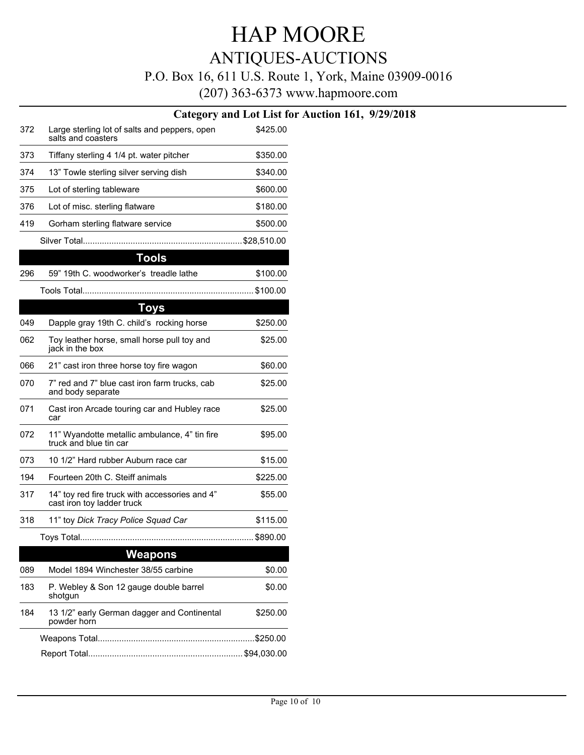# HAP MOORE

## ANTIQUES-AUCTIONS

P.O. Box 16, 611 U.S. Route 1, York, Maine 03909-0016

(207) 363-6373 www.hapmoore.com

### Category and Lot List for Auction 161, 9/29/2018

| | | |
|---|---|---|
| 372 | Large sterling lot of salts and peppers, open salts and coasters | $425.00 |
| 373 | Tiffany sterling 4 1/4 pt. water pitcher | $350.00 |
| 374 | 13” Towle sterling silver serving dish | $340.00 |
| 375 | Lot of sterling tableware | $600.00 |
| 376 | Lot of misc. sterling flatware | $180.00 |
| 419 | Gorham sterling flatware service | $500.00 |
| | Silver Total | $28,510.00 |

### Tools

| | | |
|---|---|---|
| 296 | 59” 19th C. woodworker’s treadle lathe | $100.00 |
| | Tools Total | $100.00 |

### Toys

| | | |
|---|---|---|
| 049 | Dapple gray 19th C. child’s rocking horse | $250.00 |
| 062 | Toy leather horse, small horse pull toy and jack in the box | $25.00 |
| 066 | 21” cast iron three horse toy fire wagon | $60.00 |
| 070 | 7” red and 7” blue cast iron farm trucks, cab and body separate | $25.00 |
| 071 | Cast iron Arcade touring car and Hubley race car | $25.00 |
| 072 | 11” Wyandotte metallic ambulance, 4” tin fire truck and blue tin car | $95.00 |
| 073 | 10 1/2” Hard rubber Auburn race car | $15.00 |
| 194 | Fourteen 20th C. Steiff animals | $225.00 |
| 317 | 14” toy red fire truck with accessories and 4” cast iron toy ladder truck | $55.00 |
| 318 | 11” toy *Dick Tracy Police Squad Car* | $115.00 |
| | Toys Total | $890.00 |

### Weapons

| | | |
|---|---|---|
| 089 | Model 1894 Winchester 38/55 carbine | $0.00 |
| 183 | P. Webley & Son 12 gauge double barrel shotgun | $0.00 |
| 184 | 13 1/2” early German dagger and Continental powder horn | $250.00 |
| | Weapons Total | $250.00 |
| | Report Total | $94,030.00 |